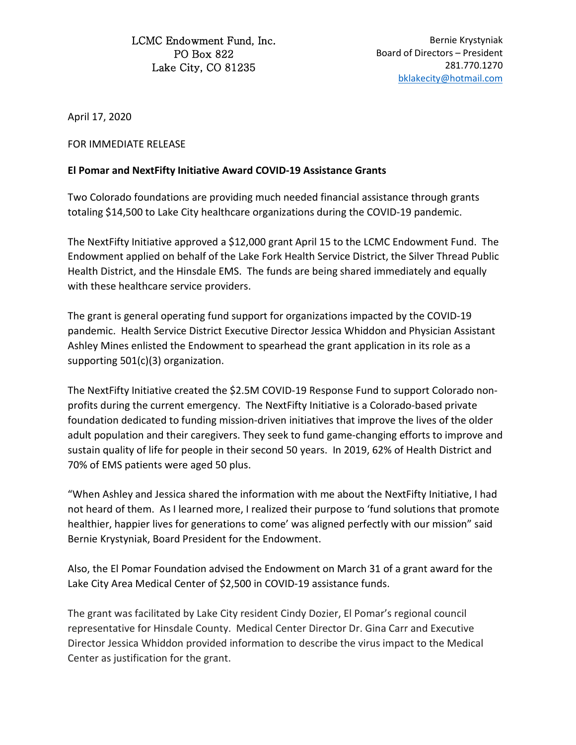LCMC Endowment Fund, Inc.
PO Box 822
Lake City, CO 81235

Bernie Krystyniak
Board of Directors – President
281.770.1270
bklakecity@hotmail.com

April 17, 2020

FOR IMMEDIATE RELEASE

**El Pomar and NextFifty Initiative Award COVID-19 Assistance Grants**

Two Colorado foundations are providing much needed financial assistance through grants totaling $14,500 to Lake City healthcare organizations during the COVID-19 pandemic.

The NextFifty Initiative approved a $12,000 grant April 15 to the LCMC Endowment Fund. The Endowment applied on behalf of the Lake Fork Health Service District, the Silver Thread Public Health District, and the Hinsdale EMS. The funds are being shared immediately and equally with these healthcare service providers.

The grant is general operating fund support for organizations impacted by the COVID-19 pandemic. Health Service District Executive Director Jessica Whiddon and Physician Assistant Ashley Mines enlisted the Endowment to spearhead the grant application in its role as a supporting 501(c)(3) organization.

The NextFifty Initiative created the $2.5M COVID-19 Response Fund to support Colorado non-profits during the current emergency. The NextFifty Initiative is a Colorado-based private foundation dedicated to funding mission-driven initiatives that improve the lives of the older adult population and their caregivers. They seek to fund game-changing efforts to improve and sustain quality of life for people in their second 50 years. In 2019, 62% of Health District and 70% of EMS patients were aged 50 plus.

"When Ashley and Jessica shared the information with me about the NextFifty Initiative, I had not heard of them. As I learned more, I realized their purpose to 'fund solutions that promote healthier, happier lives for generations to come' was aligned perfectly with our mission" said Bernie Krystyniak, Board President for the Endowment.

Also, the El Pomar Foundation advised the Endowment on March 31 of a grant award for the Lake City Area Medical Center of $2,500 in COVID-19 assistance funds.

The grant was facilitated by Lake City resident Cindy Dozier, El Pomar's regional council representative for Hinsdale County. Medical Center Director Dr. Gina Carr and Executive Director Jessica Whiddon provided information to describe the virus impact to the Medical Center as justification for the grant.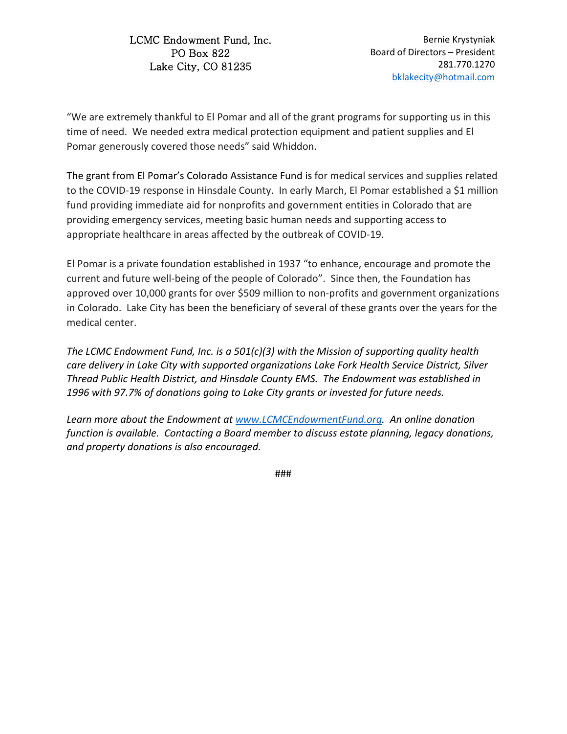LCMC Endowment Fund, Inc.
PO Box 822
Lake City, CO 81235

Bernie Krystyniak
Board of Directors – President
281.770.1270
bklakecity@hotmail.com

"We are extremely thankful to El Pomar and all of the grant programs for supporting us in this time of need. We needed extra medical protection equipment and patient supplies and El Pomar generously covered those needs" said Whiddon.

The grant from El Pomar's Colorado Assistance Fund is for medical services and supplies related to the COVID-19 response in Hinsdale County. In early March, El Pomar established a $1 million fund providing immediate aid for nonprofits and government entities in Colorado that are providing emergency services, meeting basic human needs and supporting access to appropriate healthcare in areas affected by the outbreak of COVID-19.

El Pomar is a private foundation established in 1937 "to enhance, encourage and promote the current and future well-being of the people of Colorado". Since then, the Foundation has approved over 10,000 grants for over $509 million to non-profits and government organizations in Colorado. Lake City has been the beneficiary of several of these grants over the years for the medical center.

*The LCMC Endowment Fund, Inc. is a 501(c)(3) with the Mission of supporting quality health care delivery in Lake City with supported organizations Lake Fork Health Service District, Silver Thread Public Health District, and Hinsdale County EMS. The Endowment was established in 1996 with 97.7% of donations going to Lake City grants or invested for future needs.*

*Learn more about the Endowment at www.LCMCEndowmentFund.org. An online donation function is available. Contacting a Board member to discuss estate planning, legacy donations, and property donations is also encouraged.*

###